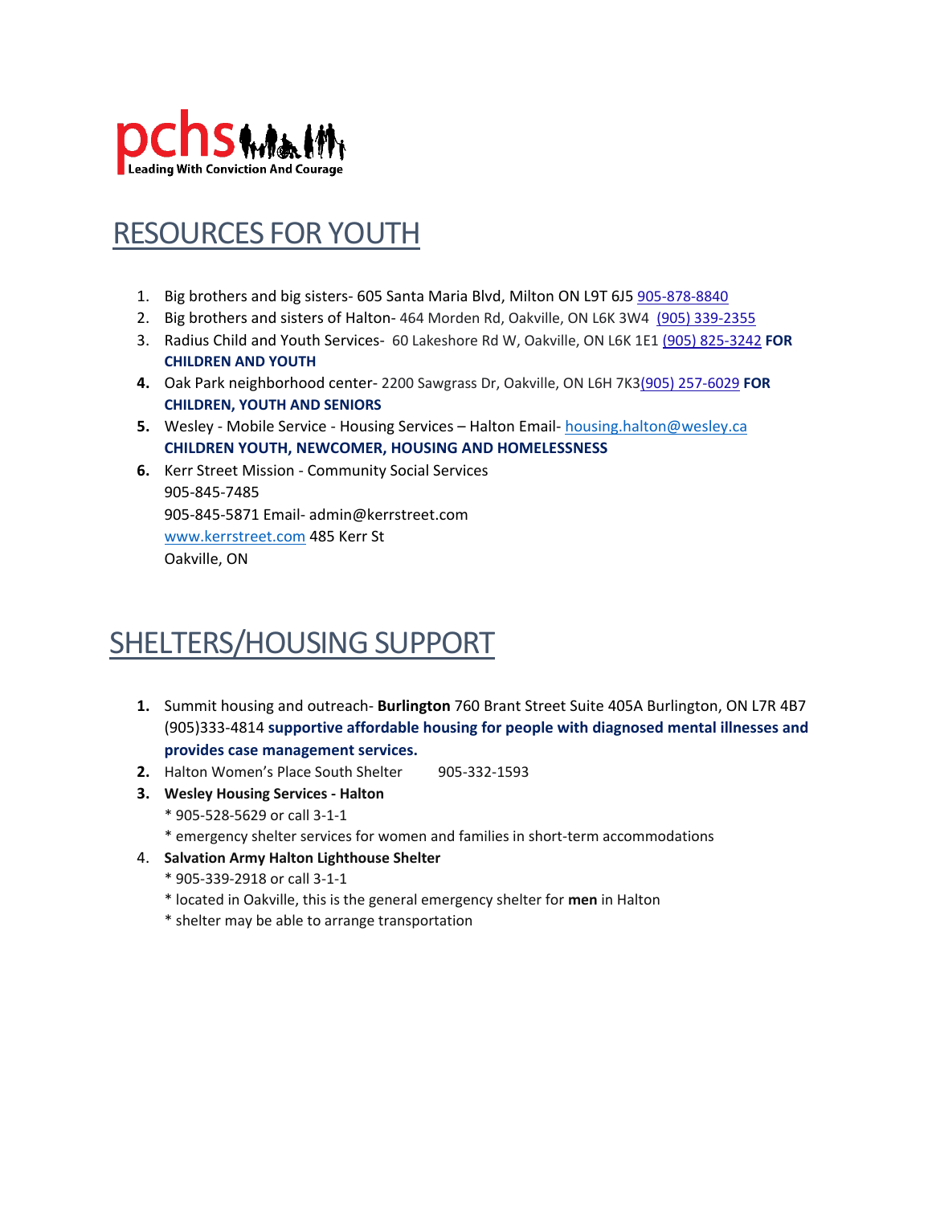pcs
Leading With Conviction And Courage

# RESOURCES FOR YOUTH

1. Big brothers and big sisters- 605 Santa Maria Blvd, Milton ON L9T 6J5 905-878-8840
2. Big brothers and sisters of Halton- 464 Morden Rd, Oakville, ON L6K 3W4 (905) 339-2355
3. Radius Child and Youth Services- 60 Lakeshore Rd W, Oakville, ON L6K 1E1 (905) 825-3242 **FOR CHILDREN AND YOUTH**
4. Oak Park neighborhood center- 2200 Sawgrass Dr, Oakville, ON L6H 7K3(905) 257-6029 **FOR CHILDREN, YOUTH AND SENIORS**
5. Wesley - Mobile Service - Housing Services – Halton Email- housing.halton@wesley.ca **CHILDREN YOUTH, NEWCOMER, HOUSING AND HOMELESSNESS**
6. Kerr Street Mission - Community Social Services
   905-845-7485
   905-845-5871 Email- admin@kerrstreet.com
   www.kerrstreet.com 485 Kerr St
   Oakville, ON

# SHELTERS/HOUSING SUPPORT

1. Summit housing and outreach- **Burlington** 760 Brant Street Suite 405A Burlington, ON L7R 4B7 (905)333-4814 **supportive affordable housing for people with diagnosed mental illnesses and provides case management services.**
2. Halton Women's Place South Shelter 905-332-1593
3. **Wesley Housing Services - Halton**
   * 905-528-5629 or call 3-1-1
   * emergency shelter services for women and families in short-term accommodations
4. **Salvation Army Halton Lighthouse Shelter**
   * 905-339-2918 or call 3-1-1
   * located in Oakville, this is the general emergency shelter for **men** in Halton
   * shelter may be able to arrange transportation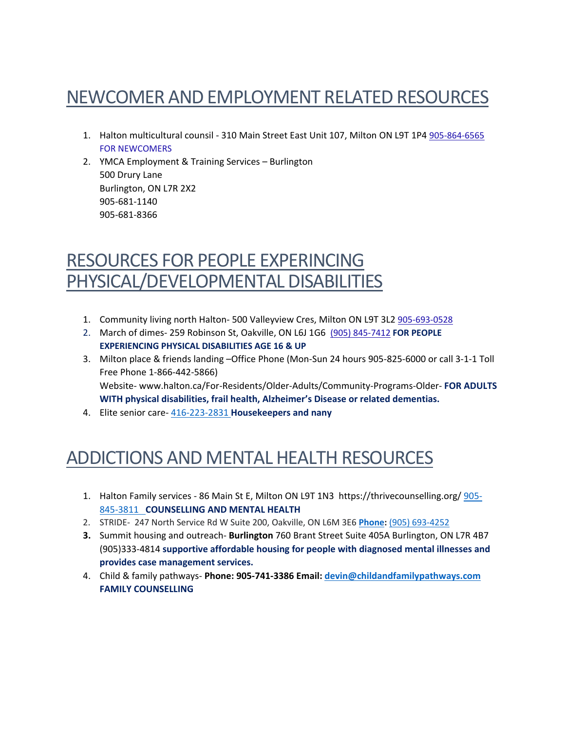# NEWCOMER AND EMPLOYMENT RELATED RESOURCES

1. Halton multicultural counsil - 310 Main Street East Unit 107, Milton ON L9T 1P4 905-864-6565 FOR NEWCOMERS
2. YMCA Employment & Training Services – Burlington
   500 Drury Lane
   Burlington, ON L7R 2X2
   905-681-1140
   905-681-8366

# RESOURCES FOR PEOPLE EXPERINCING PHYSICAL/DEVELOPMENTAL DISABILITIES

1. Community living north Halton- 500 Valleyview Cres, Milton ON L9T 3L2 905-693-0528
2. March of dimes- 259 Robinson St, Oakville, ON L6J 1G6 (905) 845-7412 **FOR PEOPLE EXPERIENCING PHYSICAL DISABILITIES AGE 16 & UP**
3. Milton place & friends landing –Office Phone (Mon-Sun 24 hours 905-825-6000 or call 3-1-1 Toll Free Phone 1-866-442-5866)
   Website- www.halton.ca/For-Residents/Older-Adults/Community-Programs-Older- **FOR ADULTS WITH physical disabilities, frail health, Alzheimer's Disease or related dementias.**
4. Elite senior care- 416-223-2831 **Housekeepers and nany**

# ADDICTIONS AND MENTAL HEALTH RESOURCES

1. Halton Family services - 86 Main St E, Milton ON L9T 1N3 https://thrivecounselling.org/ 905-845-3811 **COUNSELLING AND MENTAL HEALTH**
2. STRIDE- 247 North Service Rd W Suite 200, Oakville, ON L6M 3E6 **Phone:** (905) 693-4252
3. Summit housing and outreach- **Burlington** 760 Brant Street Suite 405A Burlington, ON L7R 4B7 (905)333-4814 **supportive affordable housing for people with diagnosed mental illnesses and provides case management services.**
4. Child & family pathways- **Phone: 905-741-3386 Email: devin@childandfamilypathways.com FAMILY COUNSELLING**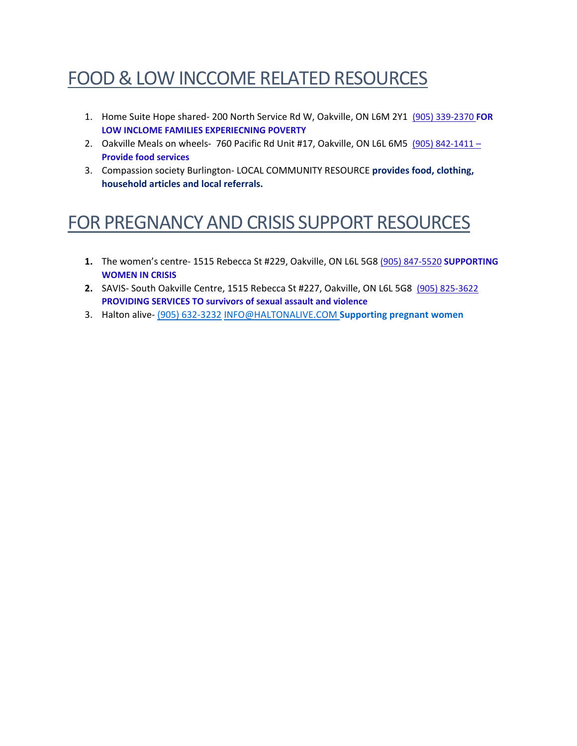# FOOD & LOW INCCOME RELATED RESOURCES

1. Home Suite Hope shared- 200 North Service Rd W, Oakville, ON L6M 2Y1 (905) 339-2370 **FOR LOW INCLOME FAMILIES EXPERIECNING POVERTY**
2. Oakville Meals on wheels- 760 Pacific Rd Unit #17, Oakville, ON L6L 6M5 (905) 842-1411 – **Provide food services**
3. Compassion society Burlington- LOCAL COMMUNITY RESOURCE **provides food, clothing, household articles and local referrals.**

# FOR PREGNANCY AND CRISIS SUPPORT RESOURCES

1. The women's centre- 1515 Rebecca St #229, Oakville, ON L6L 5G8 (905) 847-5520 **SUPPORTING WOMEN IN CRISIS**
2. SAVIS- South Oakville Centre, 1515 Rebecca St #227, Oakville, ON L6L 5G8 (905) 825-3622 **PROVIDING SERVICES TO survivors of sexual assault and violence**
3. Halton alive- (905) 632-3232 INFO@HALTONALIVE.COM **Supporting pregnant women**